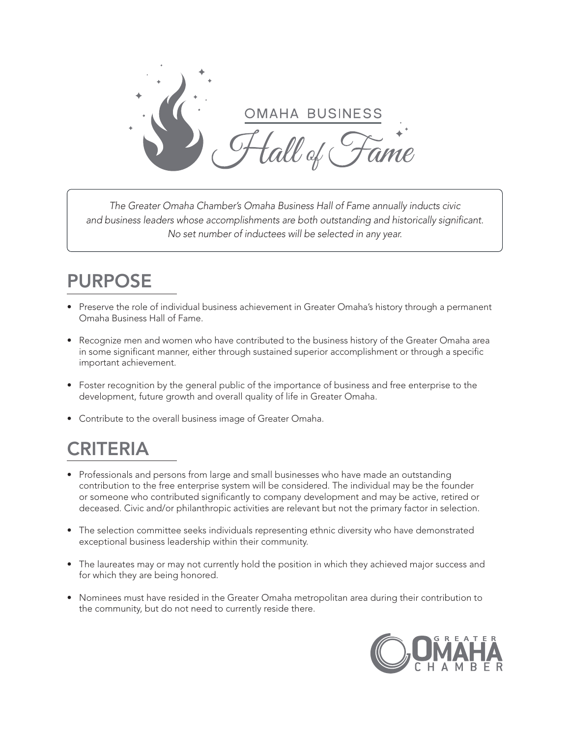# OMAHA BUSINESS Hall of Fame

*The Greater Omaha Chamber's Omaha Business Hall of Fame annually inducts civic and business leaders whose accomplishments are both outstanding and historically significant. No set number of inductees will be selected in any year.*

## PURPOSE

- Preserve the role of individual business achievement in Greater Omaha's history through a permanent Omaha Business Hall of Fame.
- Recognize men and women who have contributed to the business history of the Greater Omaha area in some significant manner, either through sustained superior accomplishment or through a specific important achievement.
- Foster recognition by the general public of the importance of business and free enterprise to the development, future growth and overall quality of life in Greater Omaha.
- Contribute to the overall business image of Greater Omaha.

## CRITERIA

- Professionals and persons from large and small businesses who have made an outstanding contribution to the free enterprise system will be considered. The individual may be the founder or someone who contributed significantly to company development and may be active, retired or deceased. Civic and/or philanthropic activities are relevant but not the primary factor in selection.
- The selection committee seeks individuals representing ethnic diversity who have demonstrated exceptional business leadership within their community.
- The laureates may or may not currently hold the position in which they achieved major success and for which they are being honored.
- Nominees must have resided in the Greater Omaha metropolitan area during their contribution to the community, but do not need to currently reside there.

GREATER OMAHA CHAMBER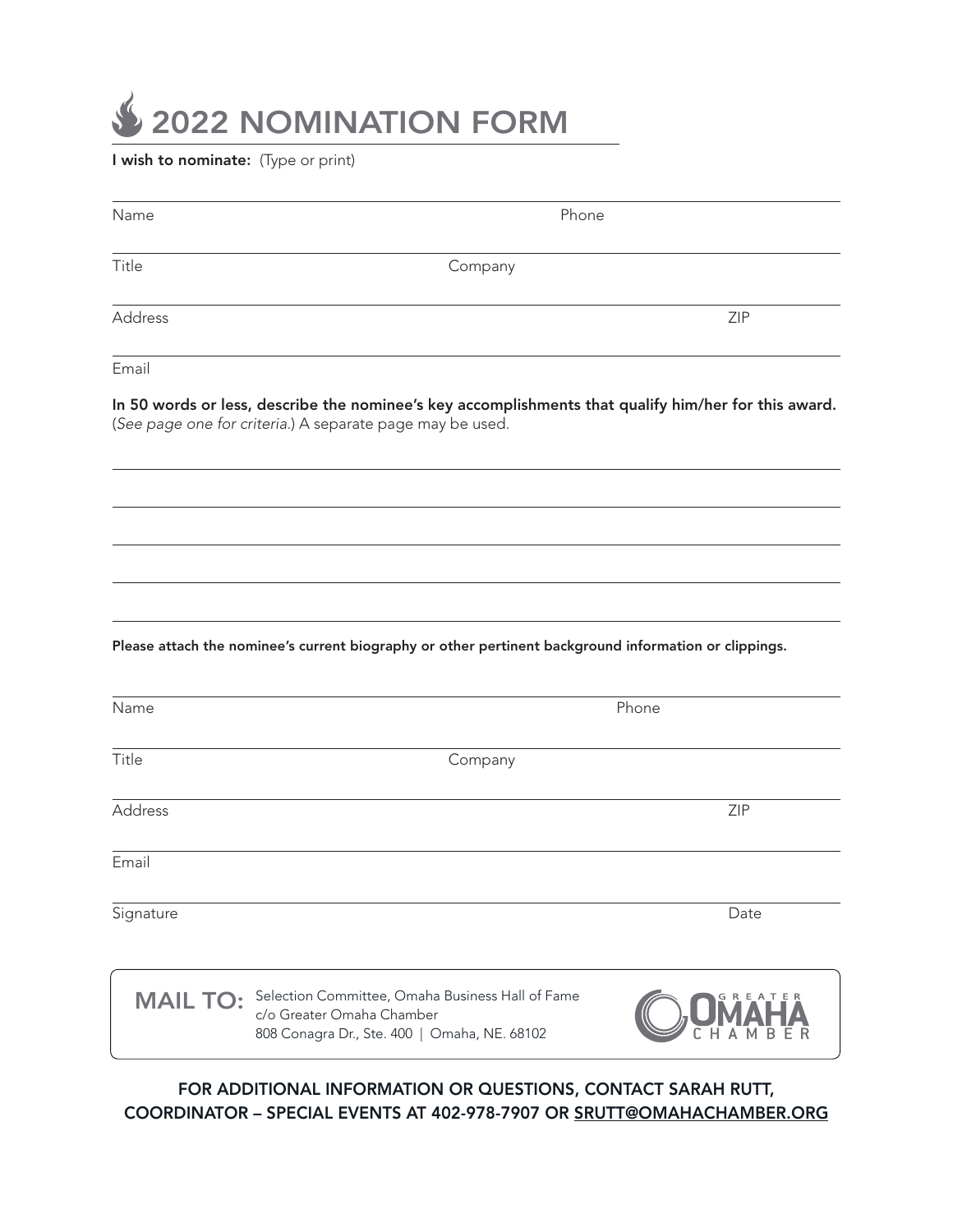# 2022 NOMINATION FORM

**I wish to nominate:** (Type or print)

Name Phone

Title Company

Address ZIP

Email

**In 50 words or less, describe the nominee's key accomplishments that qualify him/her for this award.** (*See page one for criteria*.) A separate page may be used.

**Please attach the nominee's current biography or other pertinent background information or clippings.**

Name Phone

Title Company

Address ZIP

Email

Signature Date

**MAIL TO:** Selection Committee, Omaha Business Hall of Fame
c/o Greater Omaha Chamber
808 Conagra Dr., Ste. 400 | Omaha, NE. 68102

GREATER OMAHA CHAMBER

FOR ADDITIONAL INFORMATION OR QUESTIONS, CONTACT SARAH RUTT, COORDINATOR – SPECIAL EVENTS AT 402-978-7907 OR SRUTT@OMAHACHAMBER.ORG